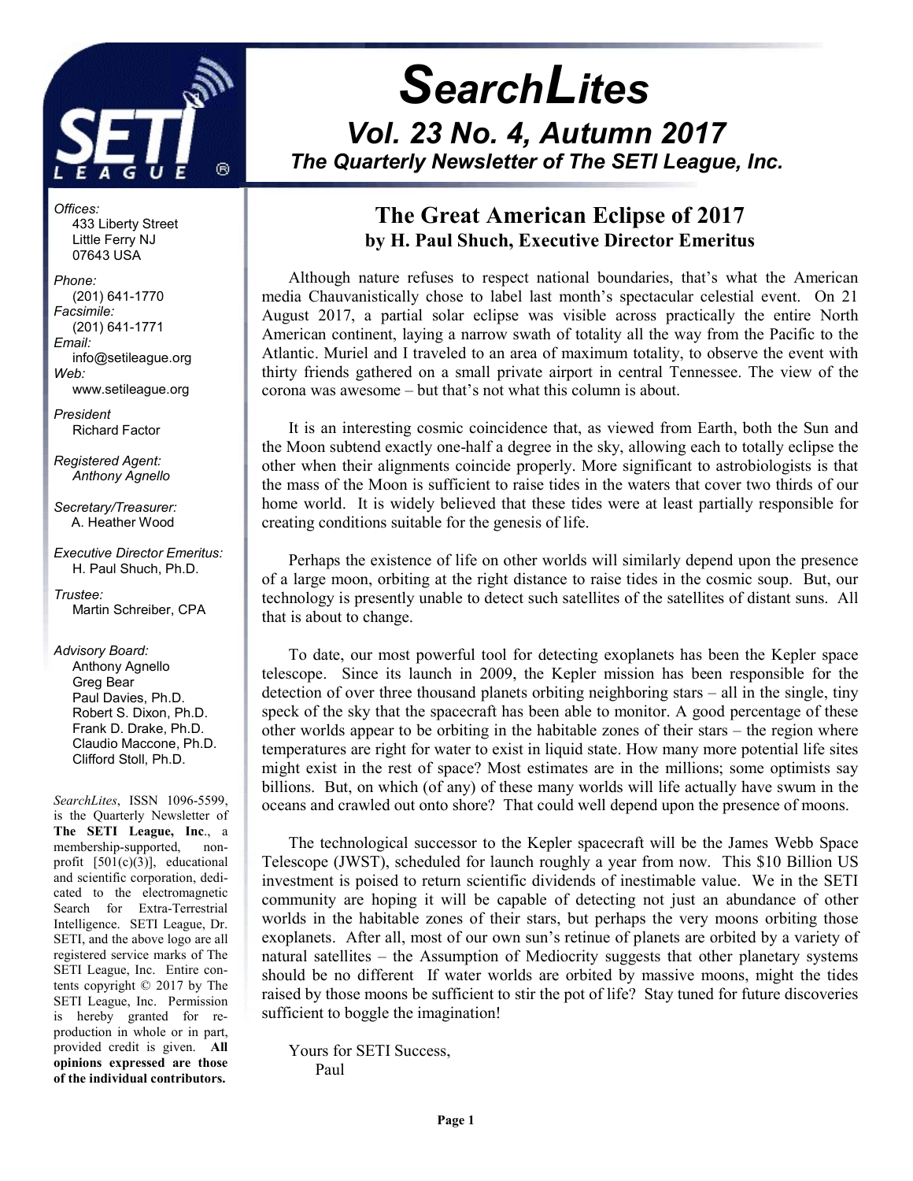# SearchLites

## Vol. 23 No. 4, Autumn 2017

### The Quarterly Newsletter of The SETI League, Inc.

*Offices:*
433 Liberty Street
Little Ferry NJ
07643 USA

*Phone:*
(201) 641-1770

*Facsimile:*
(201) 641-1771

*Email:*
info@setileague.org

*Web:*
www.setileague.org

*President*
Richard Factor

*Registered Agent:*
*Anthony Agnello*

*Secretary/Treasurer:*
A. Heather Wood

*Executive Director Emeritus:*
H. Paul Shuch, Ph.D.

*Trustee:*
Martin Schreiber, CPA

*Advisory Board:*
Anthony Agnello
Greg Bear
Paul Davies, Ph.D.
Robert S. Dixon, Ph.D.
Frank D. Drake, Ph.D.
Claudio Maccone, Ph.D.
Clifford Stoll, Ph.D.

*SearchLites*, ISSN 1096-5599, is the Quarterly Newsletter of **The SETI League, Inc**., a membership-supported, non-profit [501(c)(3)], educational and scientific corporation, dedicated to the electromagnetic Search for Extra-Terrestrial Intelligence. SETI League, Dr. SETI, and the above logo are all registered service marks of The SETI League, Inc. Entire contents copyright © 2017 by The SETI League, Inc. Permission is hereby granted for reproduction in whole or in part, provided credit is given. **All opinions expressed are those of the individual contributors.**

## The Great American Eclipse of 2017

**by H. Paul Shuch, Executive Director Emeritus**

Although nature refuses to respect national boundaries, that's what the American media Chauvanistically chose to label last month's spectacular celestial event. On 21 August 2017, a partial solar eclipse was visible across practically the entire North American continent, laying a narrow swath of totality all the way from the Pacific to the Atlantic. Muriel and I traveled to an area of maximum totality, to observe the event with thirty friends gathered on a small private airport in central Tennessee. The view of the corona was awesome – but that's not what this column is about.

It is an interesting cosmic coincidence that, as viewed from Earth, both the Sun and the Moon subtend exactly one-half a degree in the sky, allowing each to totally eclipse the other when their alignments coincide properly. More significant to astrobiologists is that the mass of the Moon is sufficient to raise tides in the waters that cover two thirds of our home world. It is widely believed that these tides were at least partially responsible for creating conditions suitable for the genesis of life.

Perhaps the existence of life on other worlds will similarly depend upon the presence of a large moon, orbiting at the right distance to raise tides in the cosmic soup. But, our technology is presently unable to detect such satellites of the satellites of distant suns. All that is about to change.

To date, our most powerful tool for detecting exoplanets has been the Kepler space telescope. Since its launch in 2009, the Kepler mission has been responsible for the detection of over three thousand planets orbiting neighboring stars – all in the single, tiny speck of the sky that the spacecraft has been able to monitor. A good percentage of these other worlds appear to be orbiting in the habitable zones of their stars – the region where temperatures are right for water to exist in liquid state. How many more potential life sites might exist in the rest of space? Most estimates are in the millions; some optimists say billions. But, on which (of any) of these many worlds will life actually have swum in the oceans and crawled out onto shore? That could well depend upon the presence of moons.

The technological successor to the Kepler spacecraft will be the James Webb Space Telescope (JWST), scheduled for launch roughly a year from now. This $10 Billion US investment is poised to return scientific dividends of inestimable value. We in the SETI community are hoping it will be capable of detecting not just an abundance of other worlds in the habitable zones of their stars, but perhaps the very moons orbiting those exoplanets. After all, most of our own sun's retinue of planets are orbited by a variety of natural satellites – the Assumption of Mediocrity suggests that other planetary systems should be no different If water worlds are orbited by massive moons, might the tides raised by those moons be sufficient to stir the pot of life? Stay tuned for future discoveries sufficient to boggle the imagination!

Yours for SETI Success,
Paul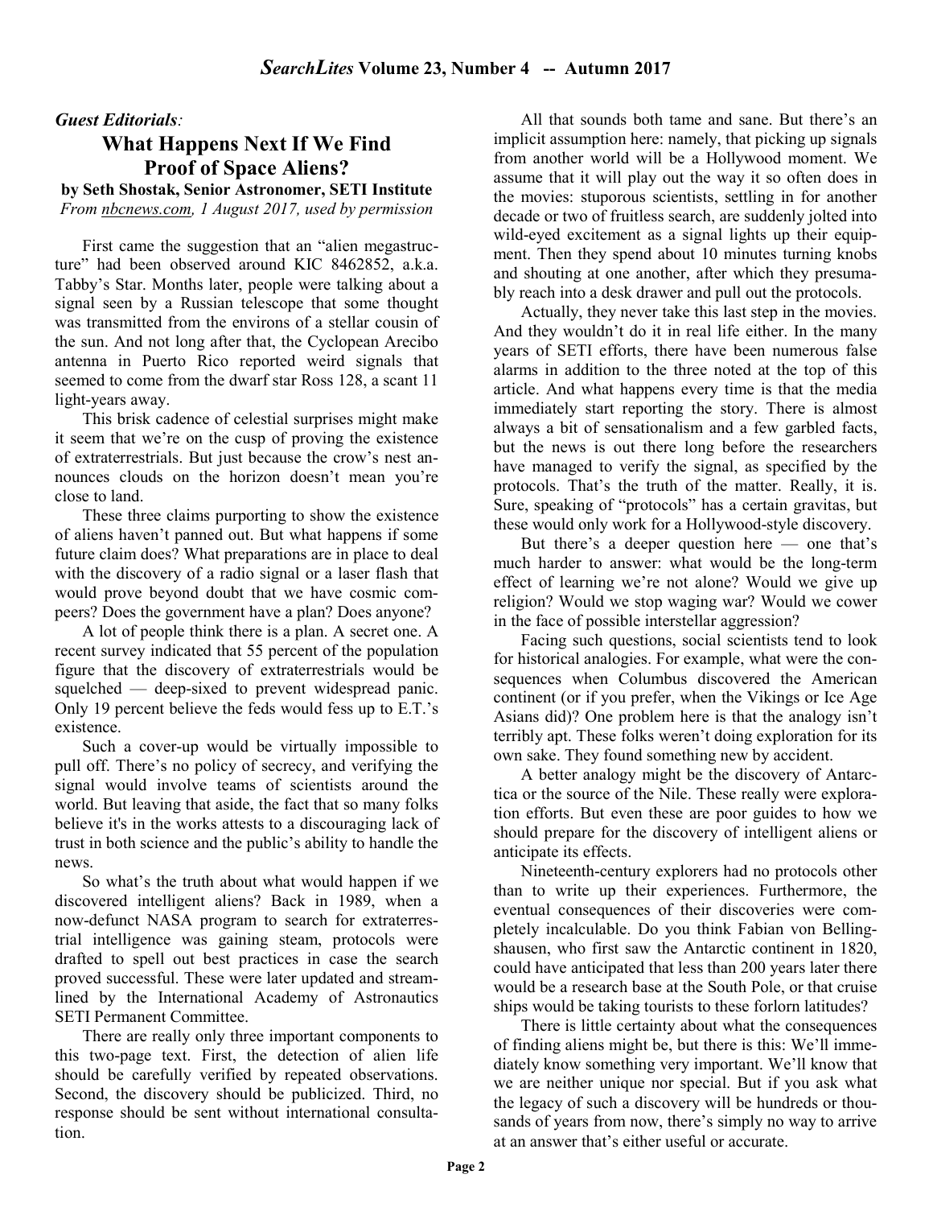*Guest Editorials:*

## What Happens Next If We Find Proof of Space Aliens?

**by Seth Shostak, Senior Astronomer, SETI Institute**

*From nbcnews.com, 1 August 2017, used by permission*

First came the suggestion that an "alien megastructure" had been observed around KIC 8462852, a.k.a. Tabby's Star. Months later, people were talking about a signal seen by a Russian telescope that some thought was transmitted from the environs of a stellar cousin of the sun. And not long after that, the Cyclopean Arecibo antenna in Puerto Rico reported weird signals that seemed to come from the dwarf star Ross 128, a scant 11 light-years away.

This brisk cadence of celestial surprises might make it seem that we're on the cusp of proving the existence of extraterrestrials. But just because the crow's nest announces clouds on the horizon doesn't mean you're close to land.

These three claims purporting to show the existence of aliens haven't panned out. But what happens if some future claim does? What preparations are in place to deal with the discovery of a radio signal or a laser flash that would prove beyond doubt that we have cosmic compeers? Does the government have a plan? Does anyone?

A lot of people think there is a plan. A secret one. A recent survey indicated that 55 percent of the population figure that the discovery of extraterrestrials would be squelched — deep-sixed to prevent widespread panic. Only 19 percent believe the feds would fess up to E.T.'s existence.

Such a cover-up would be virtually impossible to pull off. There's no policy of secrecy, and verifying the signal would involve teams of scientists around the world. But leaving that aside, the fact that so many folks believe it's in the works attests to a discouraging lack of trust in both science and the public's ability to handle the news.

So what's the truth about what would happen if we discovered intelligent aliens? Back in 1989, when a now-defunct NASA program to search for extraterrestrial intelligence was gaining steam, protocols were drafted to spell out best practices in case the search proved successful. These were later updated and streamlined by the International Academy of Astronautics SETI Permanent Committee.

There are really only three important components to this two-page text. First, the detection of alien life should be carefully verified by repeated observations. Second, the discovery should be publicized. Third, no response should be sent without international consultation.

All that sounds both tame and sane. But there's an implicit assumption here: namely, that picking up signals from another world will be a Hollywood moment. We assume that it will play out the way it so often does in the movies: stuporous scientists, settling in for another decade or two of fruitless search, are suddenly jolted into wild-eyed excitement as a signal lights up their equipment. Then they spend about 10 minutes turning knobs and shouting at one another, after which they presumably reach into a desk drawer and pull out the protocols.

Actually, they never take this last step in the movies. And they wouldn't do it in real life either. In the many years of SETI efforts, there have been numerous false alarms in addition to the three noted at the top of this article. And what happens every time is that the media immediately start reporting the story. There is almost always a bit of sensationalism and a few garbled facts, but the news is out there long before the researchers have managed to verify the signal, as specified by the protocols. That's the truth of the matter. Really, it is. Sure, speaking of "protocols" has a certain gravitas, but these would only work for a Hollywood-style discovery.

But there's a deeper question here — one that's much harder to answer: what would be the long-term effect of learning we're not alone? Would we give up religion? Would we stop waging war? Would we cower in the face of possible interstellar aggression?

Facing such questions, social scientists tend to look for historical analogies. For example, what were the consequences when Columbus discovered the American continent (or if you prefer, when the Vikings or Ice Age Asians did)? One problem here is that the analogy isn't terribly apt. These folks weren't doing exploration for its own sake. They found something new by accident.

A better analogy might be the discovery of Antarctica or the source of the Nile. These really were exploration efforts. But even these are poor guides to how we should prepare for the discovery of intelligent aliens or anticipate its effects.

Nineteenth-century explorers had no protocols other than to write up their experiences. Furthermore, the eventual consequences of their discoveries were completely incalculable. Do you think Fabian von Bellingshausen, who first saw the Antarctic continent in 1820, could have anticipated that less than 200 years later there would be a research base at the South Pole, or that cruise ships would be taking tourists to these forlorn latitudes?

There is little certainty about what the consequences of finding aliens might be, but there is this: We'll immediately know something very important. We'll know that we are neither unique nor special. But if you ask what the legacy of such a discovery will be hundreds or thousands of years from now, there's simply no way to arrive at an answer that's either useful or accurate.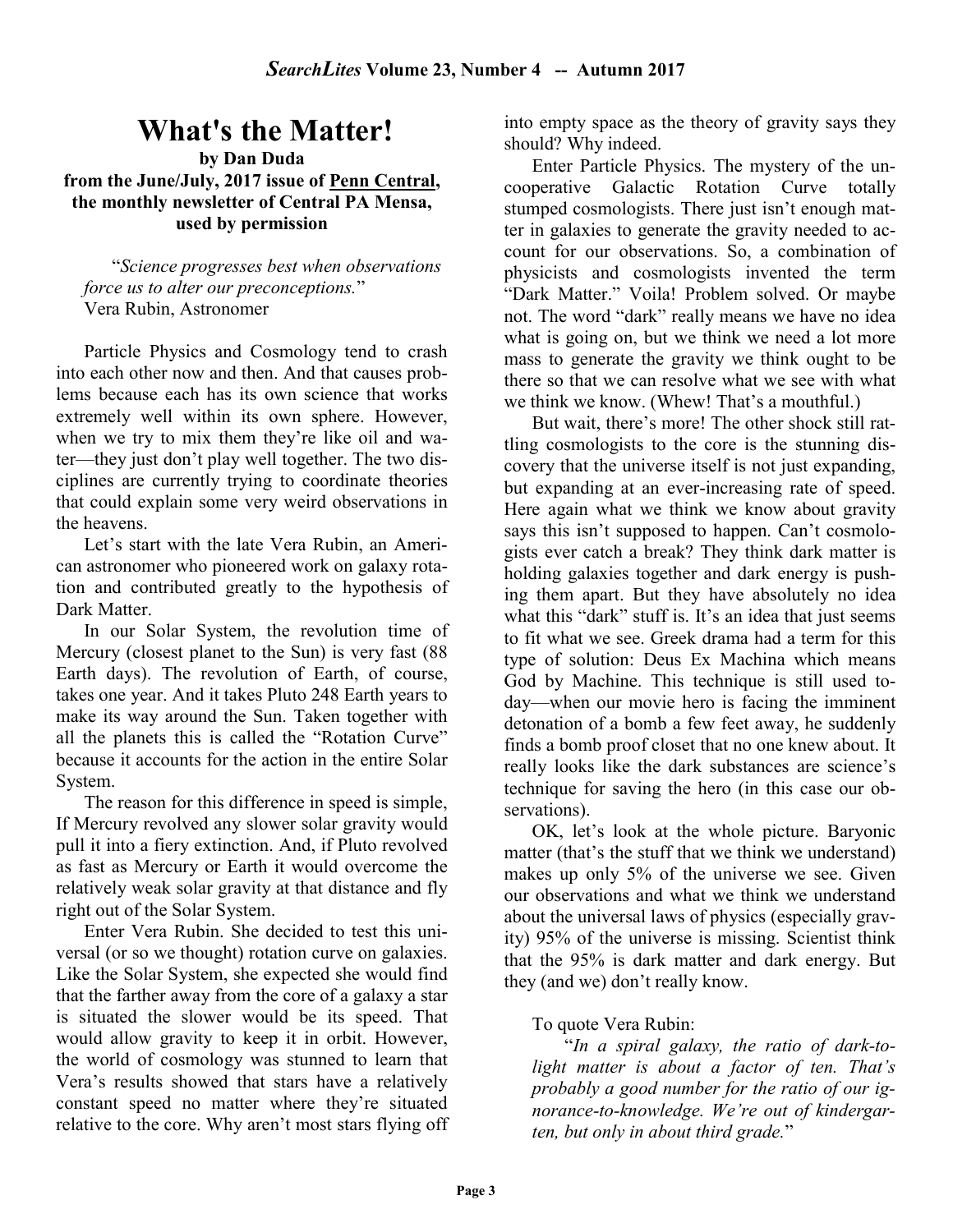# What's the Matter!

**by Dan Duda**
**from the June/July, 2017 issue of Penn Central, the monthly newsletter of Central PA Mensa, used by permission**

"*Science progresses best when observations force us to alter our preconceptions.*"
Vera Rubin, Astronomer

Particle Physics and Cosmology tend to crash into each other now and then. And that causes problems because each has its own science that works extremely well within its own sphere. However, when we try to mix them they're like oil and water—they just don't play well together. The two disciplines are currently trying to coordinate theories that could explain some very weird observations in the heavens.

Let's start with the late Vera Rubin, an American astronomer who pioneered work on galaxy rotation and contributed greatly to the hypothesis of Dark Matter.

In our Solar System, the revolution time of Mercury (closest planet to the Sun) is very fast (88 Earth days). The revolution of Earth, of course, takes one year. And it takes Pluto 248 Earth years to make its way around the Sun. Taken together with all the planets this is called the "Rotation Curve" because it accounts for the action in the entire Solar System.

The reason for this difference in speed is simple, If Mercury revolved any slower solar gravity would pull it into a fiery extinction. And, if Pluto revolved as fast as Mercury or Earth it would overcome the relatively weak solar gravity at that distance and fly right out of the Solar System.

Enter Vera Rubin. She decided to test this universal (or so we thought) rotation curve on galaxies. Like the Solar System, she expected she would find that the farther away from the core of a galaxy a star is situated the slower would be its speed. That would allow gravity to keep it in orbit. However, the world of cosmology was stunned to learn that Vera's results showed that stars have a relatively constant speed no matter where they're situated relative to the core. Why aren't most stars flying off into empty space as the theory of gravity says they should? Why indeed.

Enter Particle Physics. The mystery of the uncooperative Galactic Rotation Curve totally stumped cosmologists. There just isn't enough matter in galaxies to generate the gravity needed to account for our observations. So, a combination of physicists and cosmologists invented the term "Dark Matter." Voila! Problem solved. Or maybe not. The word "dark" really means we have no idea what is going on, but we think we need a lot more mass to generate the gravity we think ought to be there so that we can resolve what we see with what we think we know. (Whew! That's a mouthful.)

But wait, there's more! The other shock still rattling cosmologists to the core is the stunning discovery that the universe itself is not just expanding, but expanding at an ever-increasing rate of speed. Here again what we think we know about gravity says this isn't supposed to happen. Can't cosmologists ever catch a break? They think dark matter is holding galaxies together and dark energy is pushing them apart. But they have absolutely no idea what this "dark" stuff is. It's an idea that just seems to fit what we see. Greek drama had a term for this type of solution: Deus Ex Machina which means God by Machine. This technique is still used today—when our movie hero is facing the imminent detonation of a bomb a few feet away, he suddenly finds a bomb proof closet that no one knew about. It really looks like the dark substances are science's technique for saving the hero (in this case our observations).

OK, let's look at the whole picture. Baryonic matter (that's the stuff that we think we understand) makes up only 5% of the universe we see. Given our observations and what we think we understand about the universal laws of physics (especially gravity) 95% of the universe is missing. Scientist think that the 95% is dark matter and dark energy. But they (and we) don't really know.

To quote Vera Rubin:

"*In a spiral galaxy, the ratio of dark-to-light matter is about a factor of ten. That's probably a good number for the ratio of our ignorance-to-knowledge. We're out of kindergarten, but only in about third grade.*"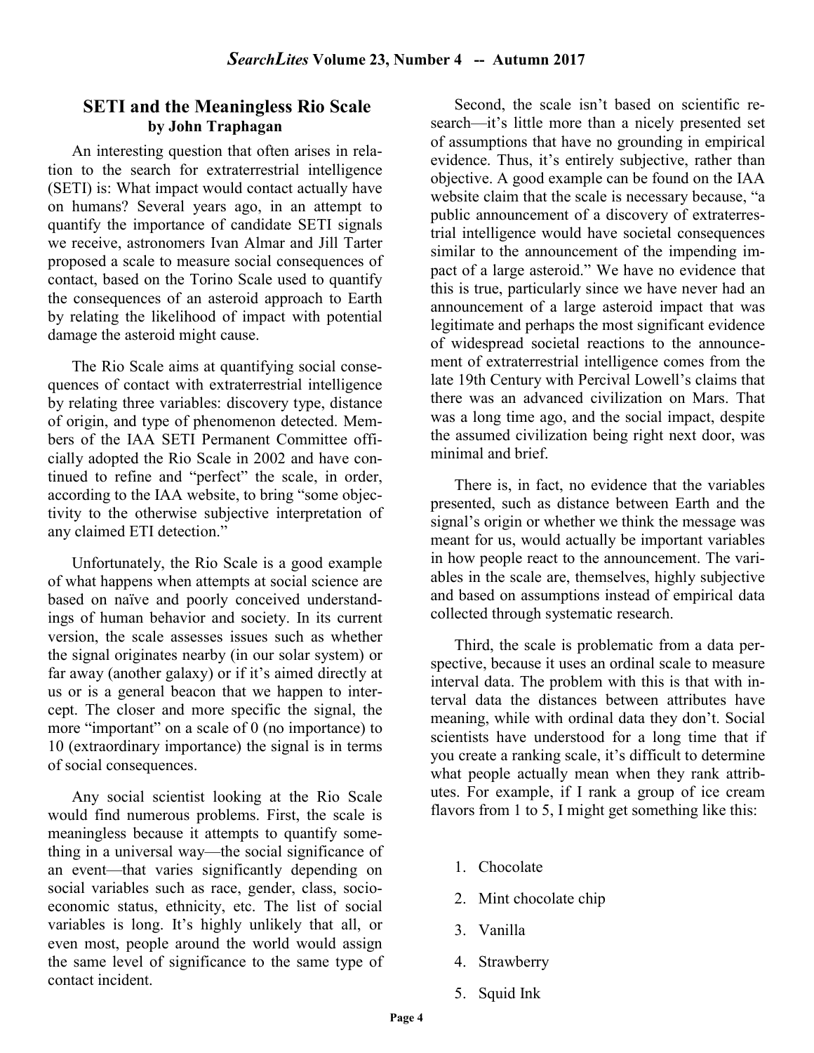## SETI and the Meaningless Rio Scale

**by John Traphagan**

An interesting question that often arises in relation to the search for extraterrestrial intelligence (SETI) is: What impact would contact actually have on humans? Several years ago, in an attempt to quantify the importance of candidate SETI signals we receive, astronomers Ivan Almar and Jill Tarter proposed a scale to measure social consequences of contact, based on the Torino Scale used to quantify the consequences of an asteroid approach to Earth by relating the likelihood of impact with potential damage the asteroid might cause.

The Rio Scale aims at quantifying social consequences of contact with extraterrestrial intelligence by relating three variables: discovery type, distance of origin, and type of phenomenon detected. Members of the IAA SETI Permanent Committee officially adopted the Rio Scale in 2002 and have continued to refine and "perfect" the scale, in order, according to the IAA website, to bring "some objectivity to the otherwise subjective interpretation of any claimed ETI detection."

Unfortunately, the Rio Scale is a good example of what happens when attempts at social science are based on naïve and poorly conceived understandings of human behavior and society. In its current version, the scale assesses issues such as whether the signal originates nearby (in our solar system) or far away (another galaxy) or if it's aimed directly at us or is a general beacon that we happen to intercept. The closer and more specific the signal, the more "important" on a scale of 0 (no importance) to 10 (extraordinary importance) the signal is in terms of social consequences.

Any social scientist looking at the Rio Scale would find numerous problems. First, the scale is meaningless because it attempts to quantify something in a universal way—the social significance of an event—that varies significantly depending on social variables such as race, gender, class, socioeconomic status, ethnicity, etc. The list of social variables is long. It's highly unlikely that all, or even most, people around the world would assign the same level of significance to the same type of contact incident.

Second, the scale isn't based on scientific research—it's little more than a nicely presented set of assumptions that have no grounding in empirical evidence. Thus, it's entirely subjective, rather than objective. A good example can be found on the IAA website claim that the scale is necessary because, "a public announcement of a discovery of extraterrestrial intelligence would have societal consequences similar to the announcement of the impending impact of a large asteroid." We have no evidence that this is true, particularly since we have never had an announcement of a large asteroid impact that was legitimate and perhaps the most significant evidence of widespread societal reactions to the announcement of extraterrestrial intelligence comes from the late 19th Century with Percival Lowell's claims that there was an advanced civilization on Mars. That was a long time ago, and the social impact, despite the assumed civilization being right next door, was minimal and brief.

There is, in fact, no evidence that the variables presented, such as distance between Earth and the signal's origin or whether we think the message was meant for us, would actually be important variables in how people react to the announcement. The variables in the scale are, themselves, highly subjective and based on assumptions instead of empirical data collected through systematic research.

Third, the scale is problematic from a data perspective, because it uses an ordinal scale to measure interval data. The problem with this is that with interval data the distances between attributes have meaning, while with ordinal data they don't. Social scientists have understood for a long time that if you create a ranking scale, it's difficult to determine what people actually mean when they rank attributes. For example, if I rank a group of ice cream flavors from 1 to 5, I might get something like this:

1. Chocolate
2. Mint chocolate chip
3. Vanilla
4. Strawberry
5. Squid Ink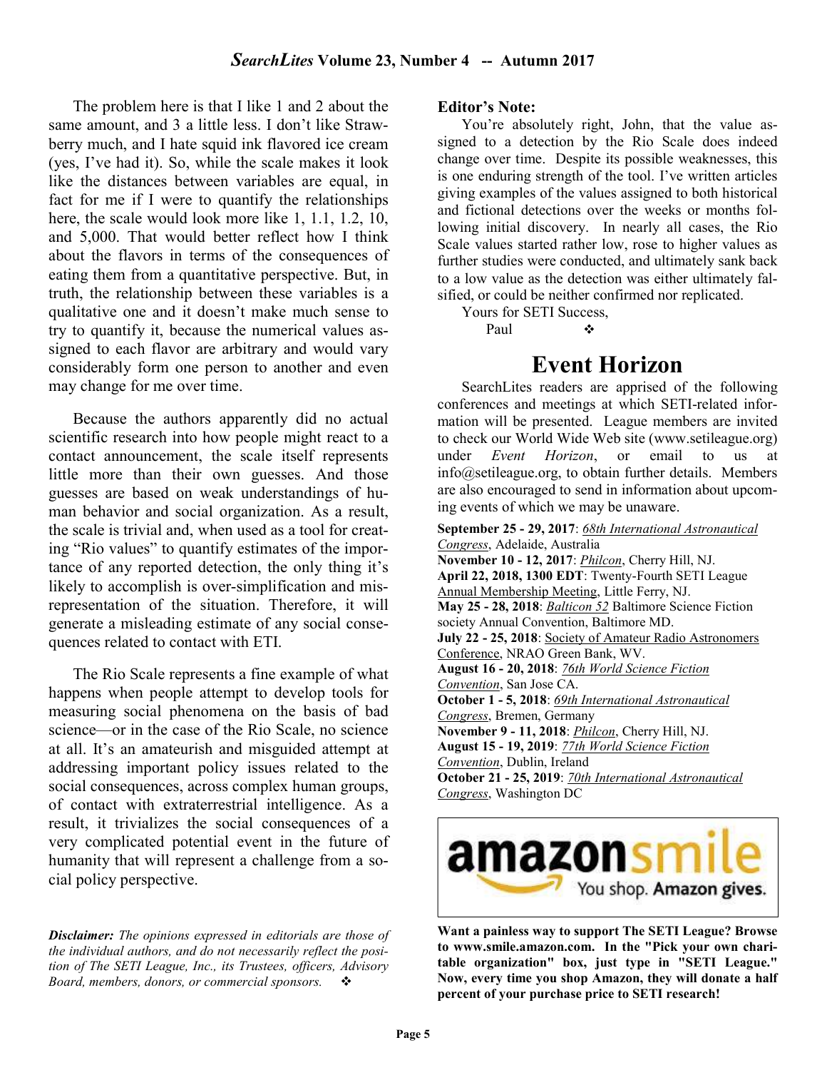The problem here is that I like 1 and 2 about the same amount, and 3 a little less. I don't like Strawberry much, and I hate squid ink flavored ice cream (yes, I've had it). So, while the scale makes it look like the distances between variables are equal, in fact for me if I were to quantify the relationships here, the scale would look more like 1, 1.1, 1.2, 10, and 5,000. That would better reflect how I think about the flavors in terms of the consequences of eating them from a quantitative perspective. But, in truth, the relationship between these variables is a qualitative one and it doesn't make much sense to try to quantify it, because the numerical values assigned to each flavor are arbitrary and would vary considerably form one person to another and even may change for me over time.

Because the authors apparently did no actual scientific research into how people might react to a contact announcement, the scale itself represents little more than their own guesses. And those guesses are based on weak understandings of human behavior and social organization. As a result, the scale is trivial and, when used as a tool for creating "Rio values" to quantify estimates of the importance of any reported detection, the only thing it's likely to accomplish is over-simplification and misrepresentation of the situation. Therefore, it will generate a misleading estimate of any social consequences related to contact with ETI.

The Rio Scale represents a fine example of what happens when people attempt to develop tools for measuring social phenomena on the basis of bad science—or in the case of the Rio Scale, no science at all. It's an amateurish and misguided attempt at addressing important policy issues related to the social consequences, across complex human groups, of contact with extraterrestrial intelligence. As a result, it trivializes the social consequences of a very complicated potential event in the future of humanity that will represent a challenge from a social policy perspective.

***Disclaimer:*** *The opinions expressed in editorials are those of the individual authors, and do not necessarily reflect the position of The SETI League, Inc., its Trustees, officers, Advisory Board, members, donors, or commercial sponsors.* ❖

**Editor's Note:**

You're absolutely right, John, that the value assigned to a detection by the Rio Scale does indeed change over time. Despite its possible weaknesses, this is one enduring strength of the tool. I've written articles giving examples of the values assigned to both historical and fictional detections over the weeks or months following initial discovery. In nearly all cases, the Rio Scale values started rather low, rose to higher values as further studies were conducted, and ultimately sank back to a low value as the detection was either ultimately falsified, or could be neither confirmed nor replicated.

Yours for SETI Success,

Paul ❖

# Event Horizon

SearchLites readers are apprised of the following conferences and meetings at which SETI-related information will be presented. League members are invited to check our World Wide Web site (www.setileague.org) under *Event Horizon*, or email to us at info@setileague.org, to obtain further details. Members are also encouraged to send in information about upcoming events of which we may be unaware.

**September 25 - 29, 2017**: *68th International Astronautical Congress*, Adelaide, Australia
**November 10 - 12, 2017**: *Philcon*, Cherry Hill, NJ.
**April 22, 2018, 1300 EDT**: Twenty-Fourth SETI League Annual Membership Meeting, Little Ferry, NJ.
**May 25 - 28, 2018**: *Balticon 52* Baltimore Science Fiction society Annual Convention, Baltimore MD.
**July 22 - 25, 2018**: Society of Amateur Radio Astronomers Conference, NRAO Green Bank, WV.
**August 16 - 20, 2018**: *76th World Science Fiction Convention*, San Jose CA.
**October 1 - 5, 2018**: *69th International Astronautical Congress*, Bremen, Germany
**November 9 - 11, 2018**: *Philcon*, Cherry Hill, NJ.
**August 15 - 19, 2019**: *77th World Science Fiction Convention*, Dublin, Ireland
**October 21 - 25, 2019**: *70th International Astronautical Congress*, Washington DC

amazonsmile
You shop. Amazon gives.

**Want a painless way to support The SETI League? Browse to www.smile.amazon.com. In the "Pick your own charitable organization" box, just type in "SETI League." Now, every time you shop Amazon, they will donate a half percent of your purchase price to SETI research!**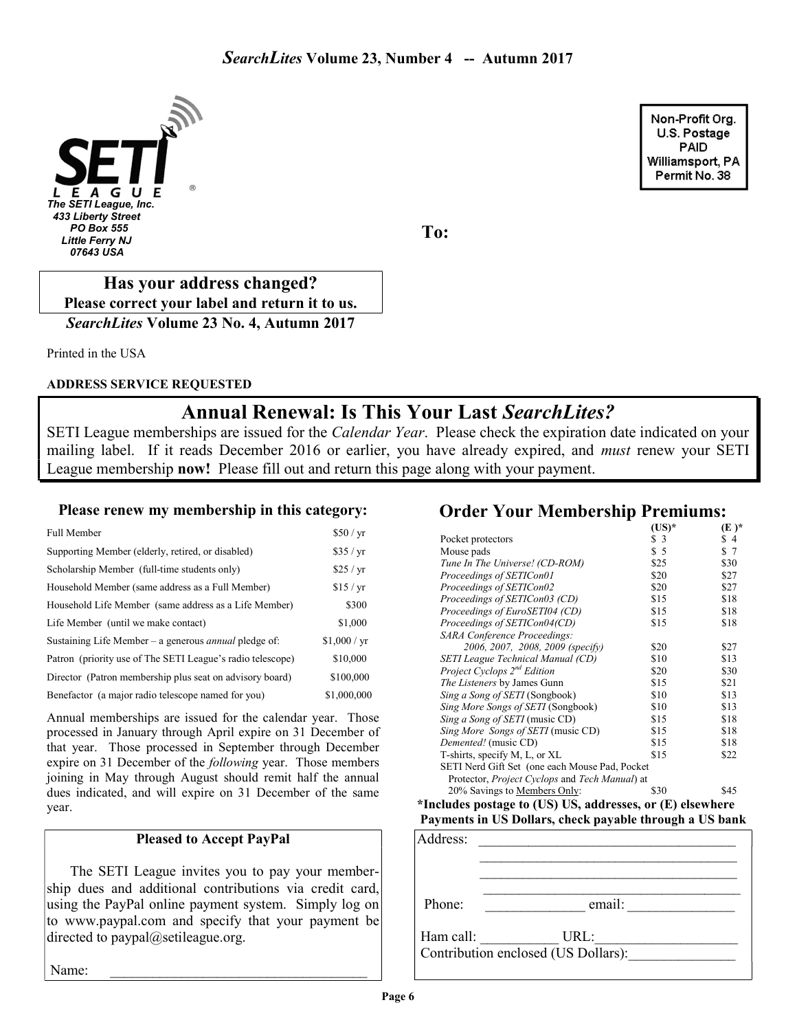The SETI League, Inc.
433 Liberty Street
PO Box 555
Little Ferry NJ
07643 USA

Non-Profit Org.
U.S. Postage
PAID
Williamsport, PA
Permit No. 38

**To:**

**Has your address changed?**
**Please correct your label and return it to us.**
***SearchLites* Volume 23 No. 4, Autumn 2017**

Printed in the USA

**ADDRESS SERVICE REQUESTED**

## Annual Renewal: Is This Your Last *SearchLites?*

SETI League memberships are issued for the *Calendar Year*. Please check the expiration date indicated on your mailing label. If it reads December 2016 or earlier, you have already expired, and *must* renew your SETI League membership **now!** Please fill out and return this page along with your payment.

### Please renew my membership in this category:

| | |
|---|---|
| Full Member | $50 / yr |
| Supporting Member (elderly, retired, or disabled) | $35 / yr |
| Scholarship Member (full-time students only) | $25 / yr |
| Household Member (same address as a Full Member) | $15 / yr |
| Household Life Member (same address as a Life Member) | $300 |
| Life Member (until we make contact) | $1,000 |
| Sustaining Life Member – a generous *annual* pledge of: | $1,000 / yr |
| Patron (priority use of The SETI League's radio telescope) | $10,000 |
| Director (Patron membership plus seat on advisory board) | $100,000 |
| Benefactor (a major radio telescope named for you) | $1,000,000 |

Annual memberships are issued for the calendar year. Those processed in January through April expire on 31 December of that year. Those processed in September through December expire on 31 December of the *following* year. Those members joining in May through August should remit half the annual dues indicated, and will expire on 31 December of the same year.

### Pleased to Accept PayPal

The SETI League invites you to pay your membership dues and additional contributions via credit card, using the PayPal online payment system. Simply log on to www.paypal.com and specify that your payment be directed to paypal@setileague.org.

Name: ___________________________________

## Order Your Membership Premiums:

| | (US)* | (E )* |
|---|---|---|
| Pocket protectors | $ 3 | $ 4 |
| Mouse pads | $ 5 | $ 7 |
| *Tune In The Universe! (CD-ROM)* | $25 | $30 |
| *Proceedings of SETICon01* | $20 | $27 |
| *Proceedings of SETICon02* | $20 | $27 |
| *Proceedings of SETICon03 (CD)* | $15 | $18 |
| *Proceedings of EuroSETI04 (CD)* | $15 | $18 |
| *Proceedings of SETICon04(CD)* | $15 | $18 |
| *SARA Conference Proceedings: 2006, 2007, 2008, 2009 (specify)* | $20 | $27 |
| *SETI League Technical Manual (CD)* | $10 | $13 |
| *Project Cyclops 2nd Edition* | $20 | $30 |
| *The Listeners* by James Gunn | $15 | $21 |
| *Sing a Song of SETI* (Songbook) | $10 | $13 |
| *Sing More Songs of SETI* (Songbook) | $10 | $13 |
| *Sing a Song of SETI* (music CD) | $15 | $18 |
| *Sing More Songs of SETI* (music CD) | $15 | $18 |
| *Demented!* (music CD) | $15 | $18 |
| T-shirts, specify M, L, or XL | $15 | $22 |
| SETI Nerd Gift Set (one each Mouse Pad, Pocket Protector, *Project Cyclops* and *Tech Manual*) at 20% Savings to Members Only: | $30 | $45 |

**\*Includes postage to (US) US, addresses, or (E) elsewhere**
**Payments in US Dollars, check payable through a US bank**

Address: ______________________________________
______________________________________
______________________________________
______________________________________

Phone: ______________ email: ______________

Ham call: ___________ URL: ____________________

Contribution enclosed (US Dollars): _______________